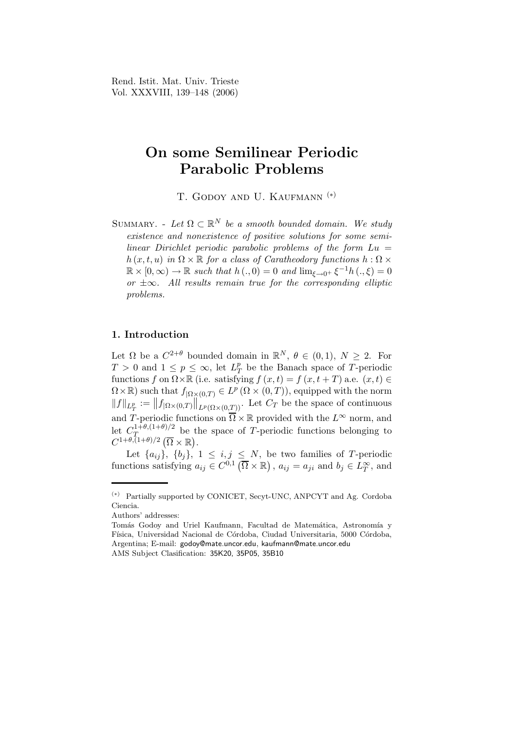# On some Semilinear Periodic Parabolic Problems

T. Godoy and U. Kaufmann [(*)]

Summary. - *Let $\Omega \subset \mathbb{R}^N$ be a smooth bounded domain. We study existence and nonexistence of positive solutions for some semilinear Dirichlet periodic parabolic problems of the form $Lu = h(x,t,u)$ in $\Omega \times \mathbb{R}$ for a class of Caratheodory functions $h : \Omega \times \mathbb{R} \times [0,\infty) \to \mathbb{R}$ such that $h(.,0) = 0$ and $\lim_{\xi \to 0^+} \xi^{-1} h(.,\xi) = 0$ or $\pm\infty$. All results remain true for the corresponding elliptic problems.*

## 1. Introduction

Let $\Omega$ be a $C^{2+\theta}$ bounded domain in $\mathbb{R}^N$, $\theta \in (0,1)$, $N \geq 2$. For $T > 0$ and $1 \leq p \leq \infty$, let $L^p_T$ be the Banach space of $T$-periodic functions $f$ on $\Omega \times \mathbb{R}$ (i.e. satisfying $f(x,t) = f(x,t+T)$ a.e. $(x,t) \in \Omega \times \mathbb{R}$) such that $f_{|\Omega \times (0,T)} \in L^p(\Omega \times (0,T))$, equipped with the norm $\|f\|_{L^p_T} := \left\| f_{|\Omega \times (0,T)} \right\|_{L^p(\Omega \times (0,T))}$. Let $C_T$ be the space of continuous and $T$-periodic functions on $\overline{\Omega} \times \mathbb{R}$ provided with the $L^\infty$ norm, and let $C_T^{1+\theta,(1+\theta)/2}$ be the space of $T$-periodic functions belonging to $C^{1+\theta,(1+\theta)/2}\left(\overline{\Omega} \times \mathbb{R}\right)$.

Let $\{a_{ij}\}$, $\{b_j\}$, $1 \leq i,j \leq N$, be two families of $T$-periodic functions satisfying $a_{ij} \in C^{0,1}\left(\overline{\Omega} \times \mathbb{R}\right)$, $a_{ij} = a_{ji}$ and $b_j \in L^\infty_T$, and

---

(*) Partially supported by CONICET, Secyt-UNC, ANPCYT and Ag. Cordoba Ciencia.

Authors' addresses:

Tomás Godoy and Uriel Kaufmann, Facultad de Matemática, Astronomía y Física, Universidad Nacional de Córdoba, Ciudad Universitaria, 5000 Córdoba, Argentina; E-mail: godoy@mate.uncor.edu, kaufmann@mate.uncor.edu

AMS Subject Clasification: 35K20, 35P05, 35B10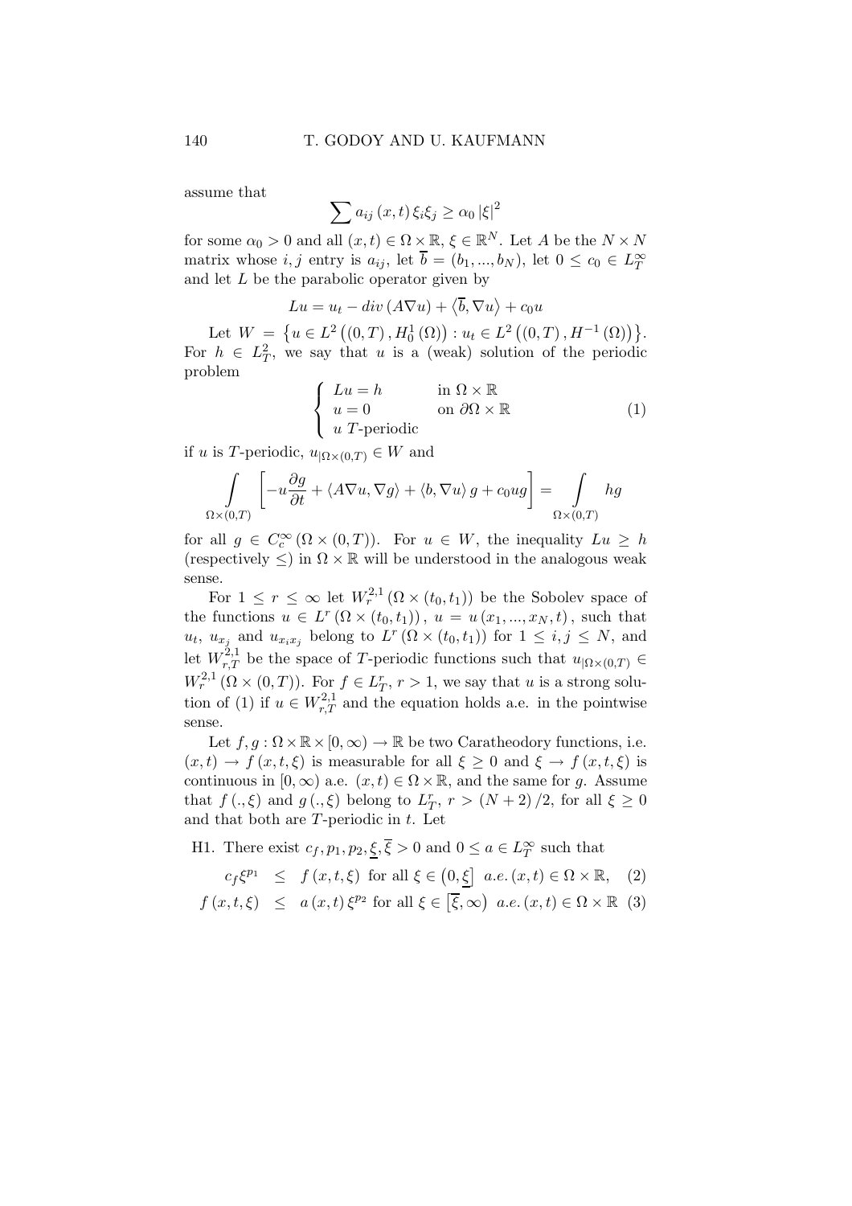assume that

$$\sum a_{ij}(x,t)\,\xi_i\xi_j \geq \alpha_0 |\xi|^2$$

for some $\alpha_0 > 0$ and all $(x,t) \in \Omega \times \mathbb{R}$, $\xi \in \mathbb{R}^N$. Let $A$ be the $N \times N$ matrix whose $i,j$ entry is $a_{ij}$, let $\overline{b} = (b_1, ..., b_N)$, let $0 \leq c_0 \in L_T^\infty$ and let $L$ be the parabolic operator given by

$$Lu = u_t - div\,(A\nabla u) + \langle \overline{b}, \nabla u\rangle + c_0 u$$

Let $W = \left\{u \in L^2\left((0,T), H_0^1(\Omega)\right) : u_t \in L^2\left((0,T), H^{-1}(\Omega)\right)\right\}$. For $h \in L_T^2$, we say that $u$ is a (weak) solution of the periodic problem

$$\begin{cases} Lu = h & \text{in } \Omega \times \mathbb{R} \\ u = 0 & \text{on } \partial\Omega \times \mathbb{R} \\ u \ T\text{-periodic} & \end{cases} \tag{1}$$

if $u$ is $T$-periodic, $u_{|\Omega \times (0,T)} \in W$ and

$$\int_{\Omega \times (0,T)} \left[-u\frac{\partial g}{\partial t} + \langle A\nabla u, \nabla g\rangle + \langle b, \nabla u\rangle g + c_0 u g\right] = \int_{\Omega \times (0,T)} hg$$

for all $g \in C_c^\infty(\Omega \times (0,T))$. For $u \in W$, the inequality $Lu \geq h$ (respectively $\leq$) in $\Omega \times \mathbb{R}$ will be understood in the analogous weak sense.

For $1 \leq r \leq \infty$ let $W_r^{2,1}(\Omega \times (t_0,t_1))$ be the Sobolev space of the functions $u \in L^r(\Omega \times (t_0,t_1))$, $u = u(x_1, ..., x_N, t)$, such that $u_t$, $u_{x_j}$ and $u_{x_i x_j}$ belong to $L^r(\Omega \times (t_0,t_1))$ for $1 \leq i,j \leq N$, and let $W_{r,T}^{2,1}$ be the space of $T$-periodic functions such that $u_{|\Omega \times (0,T)} \in W_r^{2,1}(\Omega \times (0,T))$. For $f \in L_T^r$, $r > 1$, we say that $u$ is a strong solution of (1) if $u \in W_{r,T}^{2,1}$ and the equation holds a.e. in the pointwise sense.

Let $f, g : \Omega \times \mathbb{R} \times [0,\infty) \to \mathbb{R}$ be two Caratheodory functions, i.e. $(x,t) \to f(x,t,\xi)$ is measurable for all $\xi \geq 0$ and $\xi \to f(x,t,\xi)$ is continuous in $[0,\infty)$ a.e. $(x,t) \in \Omega \times \mathbb{R}$, and the same for $g$. Assume that $f(.,\xi)$ and $g(.,\xi)$ belong to $L_T^r$, $r > (N+2)/2$, for all $\xi \geq 0$ and that both are $T$-periodic in $t$. Let

H1. There exist $c_f, p_1, p_2, \underline{\xi}, \overline{\xi} > 0$ and $0 \leq a \in L_T^\infty$ such that

$$c_f \xi^{p_1} \leq f(x,t,\xi) \text{ for all } \xi \in \left(0, \underline{\xi}\right] \ a.e.\, (x,t) \in \Omega \times \mathbb{R}, \tag{2}$$

$$f(x,t,\xi) \leq a(x,t)\,\xi^{p_2} \text{ for all } \xi \in \left[\overline{\xi}, \infty\right) \ a.e.\, (x,t) \in \Omega \times \mathbb{R} \tag{3}$$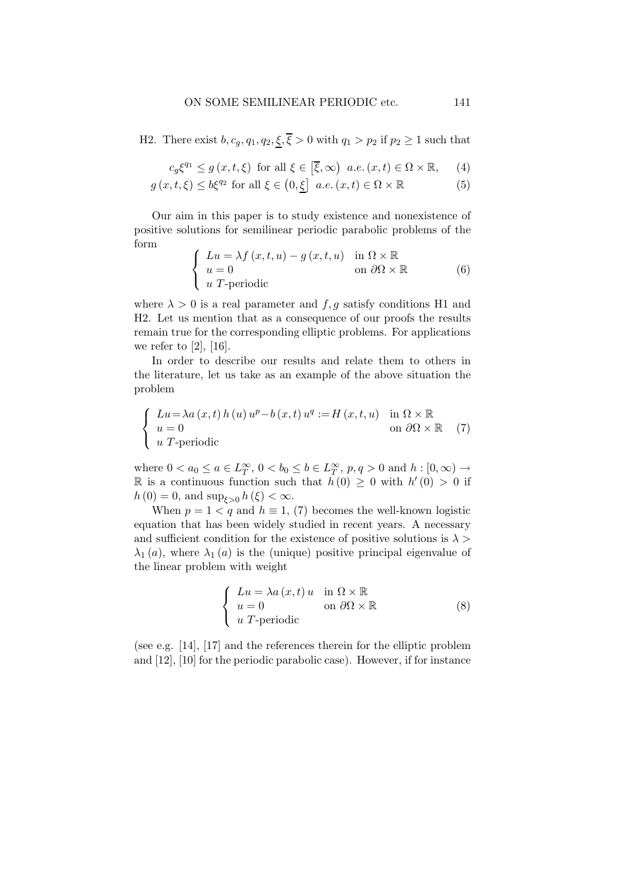H2. There exist $b, c_g, q_1, q_2, \underline{\xi}, \overline{\xi} > 0$ with $q_1 > p_2$ if $p_2 \geq 1$ such that

$$c_g \xi^{q_1} \leq g(x,t,\xi) \text{ for all } \xi \in \left[\overline{\xi}, \infty\right) \ a.e.\, (x,t) \in \Omega \times \mathbb{R}, \tag{4}$$

$$g(x,t,\xi) \leq b\xi^{q_2} \text{ for all } \xi \in \left(0, \underline{\xi}\right] \ a.e.\, (x,t) \in \Omega \times \mathbb{R} \tag{5}$$

Our aim in this paper is to study existence and nonexistence of positive solutions for semilinear periodic parabolic problems of the form

$$\begin{cases} Lu = \lambda f(x,t,u) - g(x,t,u) & \text{in } \Omega \times \mathbb{R} \\ u = 0 & \text{on } \partial\Omega \times \mathbb{R} \\ u \ T\text{-periodic} & \end{cases} \tag{6}$$

where $\lambda > 0$ is a real parameter and $f, g$ satisfy conditions H1 and H2. Let us mention that as a consequence of our proofs the results remain true for the corresponding elliptic problems. For applications we refer to [2], [16].

In order to describe our results and relate them to others in the literature, let us take as an example of the above situation the problem

$$\begin{cases} Lu = \lambda a(x,t)\, h(u)\, u^p - b(x,t)\, u^q := H(x,t,u) & \text{in } \Omega \times \mathbb{R} \\ u = 0 & \text{on } \partial\Omega \times \mathbb{R} \\ u \ T\text{-periodic} & \end{cases} \tag{7}$$

where $0 < a_0 \leq a \in L_T^\infty$, $0 < b_0 \leq b \in L_T^\infty$, $p, q > 0$ and $h : [0, \infty) \to \mathbb{R}$ is a continuous function such that $h(0) \geq 0$ with $h'(0) > 0$ if $h(0) = 0$, and $\sup_{\xi > 0} h(\xi) < \infty$.

When $p = 1 < q$ and $h \equiv 1$, (7) becomes the well-known logistic equation that has been widely studied in recent years. A necessary and sufficient condition for the existence of positive solutions is $\lambda > \lambda_1(a)$, where $\lambda_1(a)$ is the (unique) positive principal eigenvalue of the linear problem with weight

$$\begin{cases} Lu = \lambda a(x,t)\, u & \text{in } \Omega \times \mathbb{R} \\ u = 0 & \text{on } \partial\Omega \times \mathbb{R} \\ u \ T\text{-periodic} & \end{cases} \tag{8}$$

(see e.g. [14], [17] and the references therein for the elliptic problem and [12], [10] for the periodic parabolic case). However, if for instance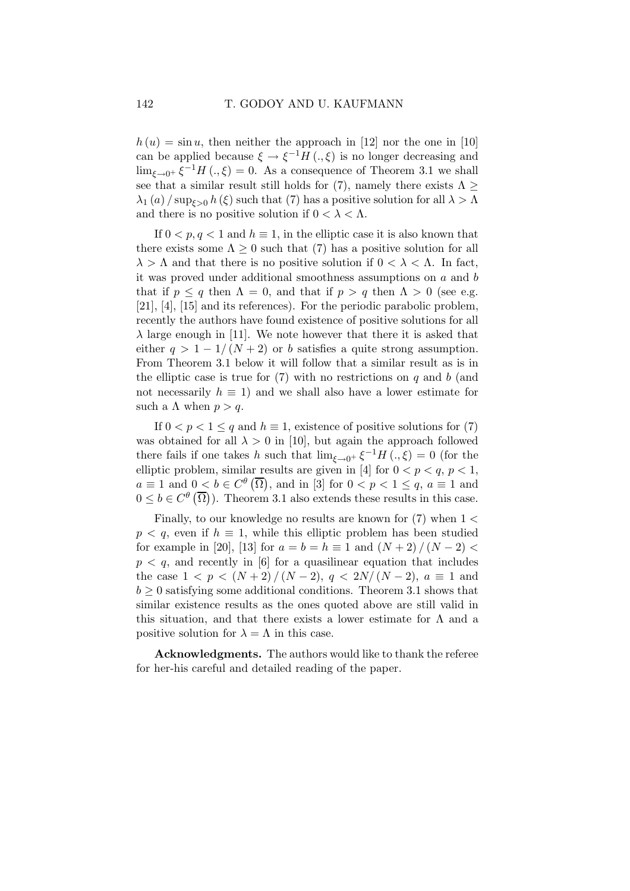$h(u) = \sin u$, then neither the approach in [12] nor the one in [10] can be applied because $\xi \to \xi^{-1} H(., \xi)$ is no longer decreasing and $\lim_{\xi \to 0^+} \xi^{-1} H(., \xi) = 0$. As a consequence of Theorem 3.1 we shall see that a similar result still holds for (7), namely there exists $\Lambda \geq \lambda_1(a) / \sup_{\xi > 0} h(\xi)$ such that (7) has a positive solution for all $\lambda > \Lambda$ and there is no positive solution if $0 < \lambda < \Lambda$.

If $0 < p, q < 1$ and $h \equiv 1$, in the elliptic case it is also known that there exists some $\Lambda \geq 0$ such that (7) has a positive solution for all $\lambda > \Lambda$ and that there is no positive solution if $0 < \lambda < \Lambda$. In fact, it was proved under additional smoothness assumptions on $a$ and $b$ that if $p \leq q$ then $\Lambda = 0$, and that if $p > q$ then $\Lambda > 0$ (see e.g. [21], [4], [15] and its references). For the periodic parabolic problem, recently the authors have found existence of positive solutions for all $\lambda$ large enough in [11]. We note however that there it is asked that either $q > 1 - 1/(N+2)$ or $b$ satisfies a quite strong assumption. From Theorem 3.1 below it will follow that a similar result as is in the elliptic case is true for (7) with no restrictions on $q$ and $b$ (and not necessarily $h \equiv 1$) and we shall also have a lower estimate for such a $\Lambda$ when $p > q$.

If $0 < p < 1 \leq q$ and $h \equiv 1$, existence of positive solutions for (7) was obtained for all $\lambda > 0$ in [10], but again the approach followed there fails if one takes $h$ such that $\lim_{\xi \to 0^+} \xi^{-1} H(., \xi) = 0$ (for the elliptic problem, similar results are given in [4] for $0 < p < q$, $p < 1$, $a \equiv 1$ and $0 < b \in C^{\theta}(\overline{\Omega})$, and in [3] for $0 < p < 1 \leq q$, $a \equiv 1$ and $0 \leq b \in C^{\theta}(\overline{\Omega})$). Theorem 3.1 also extends these results in this case.

Finally, to our knowledge no results are known for (7) when $1 < p < q$, even if $h \equiv 1$, while this elliptic problem has been studied for example in [20], [13] for $a = b = h \equiv 1$ and $(N+2)/(N-2) < p < q$, and recently in [6] for a quasilinear equation that includes the case $1 < p < (N+2)/(N-2)$, $q < 2N/(N-2)$, $a \equiv 1$ and $b \geq 0$ satisfying some additional conditions. Theorem 3.1 shows that similar existence results as the ones quoted above are still valid in this situation, and that there exists a lower estimate for $\Lambda$ and a positive solution for $\lambda = \Lambda$ in this case.

**Acknowledgments.** The authors would like to thank the referee for her-his careful and detailed reading of the paper.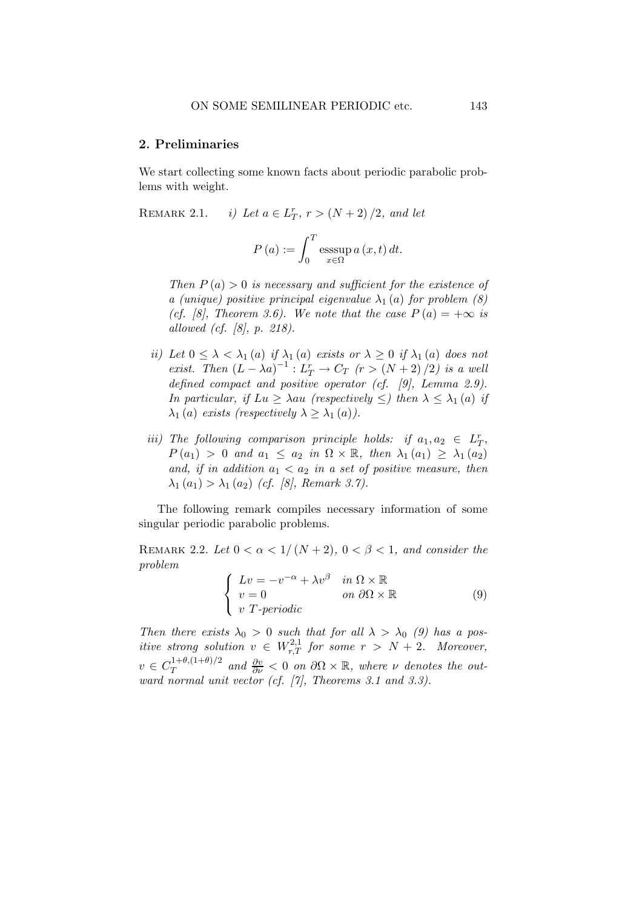## 2. Preliminaries

We start collecting some known facts about periodic parabolic problems with weight.

REMARK 2.1. *i) Let $a \in L^r_T$, $r > (N+2)/2$, and let*

$$P(a) := \int_0^T \operatorname*{esssup}_{x \in \Omega} a(x,t)\, dt.$$

*Then $P(a) > 0$ is necessary and sufficient for the existence of a (unique) positive principal eigenvalue $\lambda_1(a)$ for problem (8) (cf. [8], Theorem 3.6). We note that the case $P(a) = +\infty$ is allowed (cf. [8], p. 218).*

*ii) Let $0 \leq \lambda < \lambda_1(a)$ if $\lambda_1(a)$ exists or $\lambda \geq 0$ if $\lambda_1(a)$ does not exist. Then $(L - \lambda a)^{-1} : L^r_T \to C_T$ $(r > (N+2)/2)$ is a well defined compact and positive operator (cf. [9], Lemma 2.9). In particular, if $Lu \geq \lambda a u$ (respectively $\leq$) then $\lambda \leq \lambda_1(a)$ if $\lambda_1(a)$ exists (respectively $\lambda \geq \lambda_1(a)$).*

*iii) The following comparison principle holds: if $a_1, a_2 \in L^r_T$, $P(a_1) > 0$ and $a_1 \leq a_2$ in $\Omega \times \mathbb{R}$, then $\lambda_1(a_1) \geq \lambda_1(a_2)$ and, if in addition $a_1 < a_2$ in a set of positive measure, then $\lambda_1(a_1) > \lambda_1(a_2)$ (cf. [8], Remark 3.7).*

The following remark compiles necessary information of some singular periodic parabolic problems.

REMARK 2.2. *Let $0 < \alpha < 1/(N+2)$, $0 < \beta < 1$, and consider the problem*

$$\begin{cases} Lv = -v^{-\alpha} + \lambda v^{\beta} & \text{in } \Omega \times \mathbb{R} \\ v = 0 & \text{on } \partial\Omega \times \mathbb{R} \\ v \ T\text{-periodic} \end{cases} \tag{9}$$

*Then there exists $\lambda_0 > 0$ such that for all $\lambda > \lambda_0$ (9) has a positive strong solution $v \in W^{2,1}_{r,T}$ for some $r > N+2$. Moreover, $v \in C^{1+\theta,(1+\theta)/2}_T$ and $\frac{\partial v}{\partial \nu} < 0$ on $\partial\Omega \times \mathbb{R}$, where $\nu$ denotes the outward normal unit vector (cf. [7], Theorems 3.1 and 3.3).*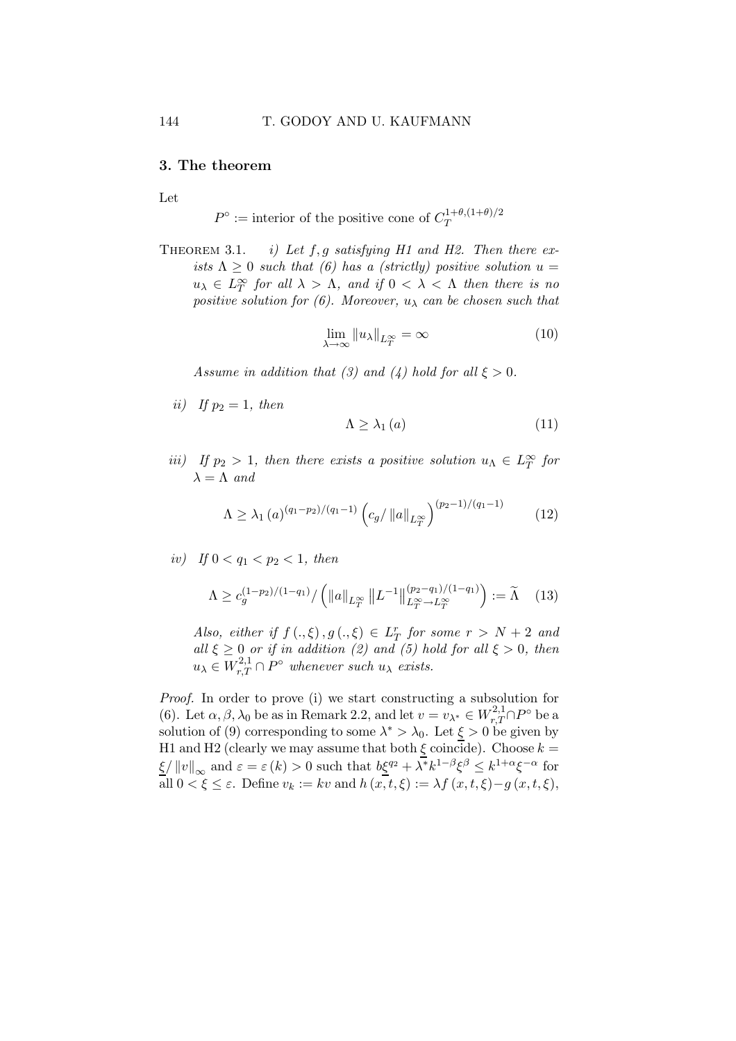## 3. The theorem

Let

$$P^{\circ} := \text{interior of the positive cone of } C_T^{1+\theta,(1+\theta)/2}$$

THEOREM 3.1. *i) Let $f, g$ satisfying H1 and H2. Then there exists $\Lambda \geq 0$ such that (6) has a (strictly) positive solution $u = u_\lambda \in L_T^\infty$ for all $\lambda > \Lambda$, and if $0 < \lambda < \Lambda$ then there is no positive solution for (6). Moreover, $u_\lambda$ can be chosen such that*

$$\lim_{\lambda \to \infty} \|u_\lambda\|_{L_T^\infty} = \infty \tag{10}$$

*Assume in addition that (3) and (4) hold for all $\xi > 0$.*

*ii) If $p_2 = 1$, then*

$$\Lambda \geq \lambda_1(a) \tag{11}$$

*iii) If $p_2 > 1$, then there exists a positive solution $u_\Lambda \in L_T^\infty$ for $\lambda = \Lambda$ and*

$$\Lambda \geq \lambda_1(a)^{(q_1 - p_2)/(q_1 - 1)} \left( c_g / \|a\|_{L_T^\infty} \right)^{(p_2 - 1)/(q_1 - 1)} \tag{12}$$

*iv) If $0 < q_1 < p_2 < 1$, then*

$$\Lambda \geq c_g^{(1-p_2)/(1-q_1)} / \left( \|a\|_{L_T^\infty} \left\| L^{-1} \right\|_{L_T^\infty \to L_T^\infty}^{(p_2 - q_1)/(1-q_1)} \right) := \widetilde{\Lambda} \tag{13}$$

*Also, either if $f(.,\xi), g(.,\xi) \in L_T^r$ for some $r > N+2$ and all $\xi \geq 0$ or if in addition (2) and (5) hold for all $\xi > 0$, then $u_\lambda \in W_{r,T}^{2,1} \cap P^{\circ}$ whenever such $u_\lambda$ exists.*

*Proof.* In order to prove (i) we start constructing a subsolution for (6). Let $\alpha, \beta, \lambda_0$ be as in Remark 2.2, and let $v = v_{\lambda^*} \in W_{r,T}^{2,1} \cap P^{\circ}$ be a solution of (9) corresponding to some $\lambda^* > \lambda_0$. Let $\underline{\xi} > 0$ be given by H1 and H2 (clearly we may assume that both $\underline{\xi}$ coincide). Choose $k = \underline{\xi} / \|v\|_\infty$ and $\varepsilon = \varepsilon(k) > 0$ such that $b\underline{\xi}^{q_2} + \lambda^* k^{1-\beta} \xi^\beta \leq k^{1+\alpha} \xi^{-\alpha}$ for all $0 < \xi \leq \varepsilon$. Define $v_k := kv$ and $h(x,t,\xi) := \lambda f(x,t,\xi) - g(x,t,\xi)$,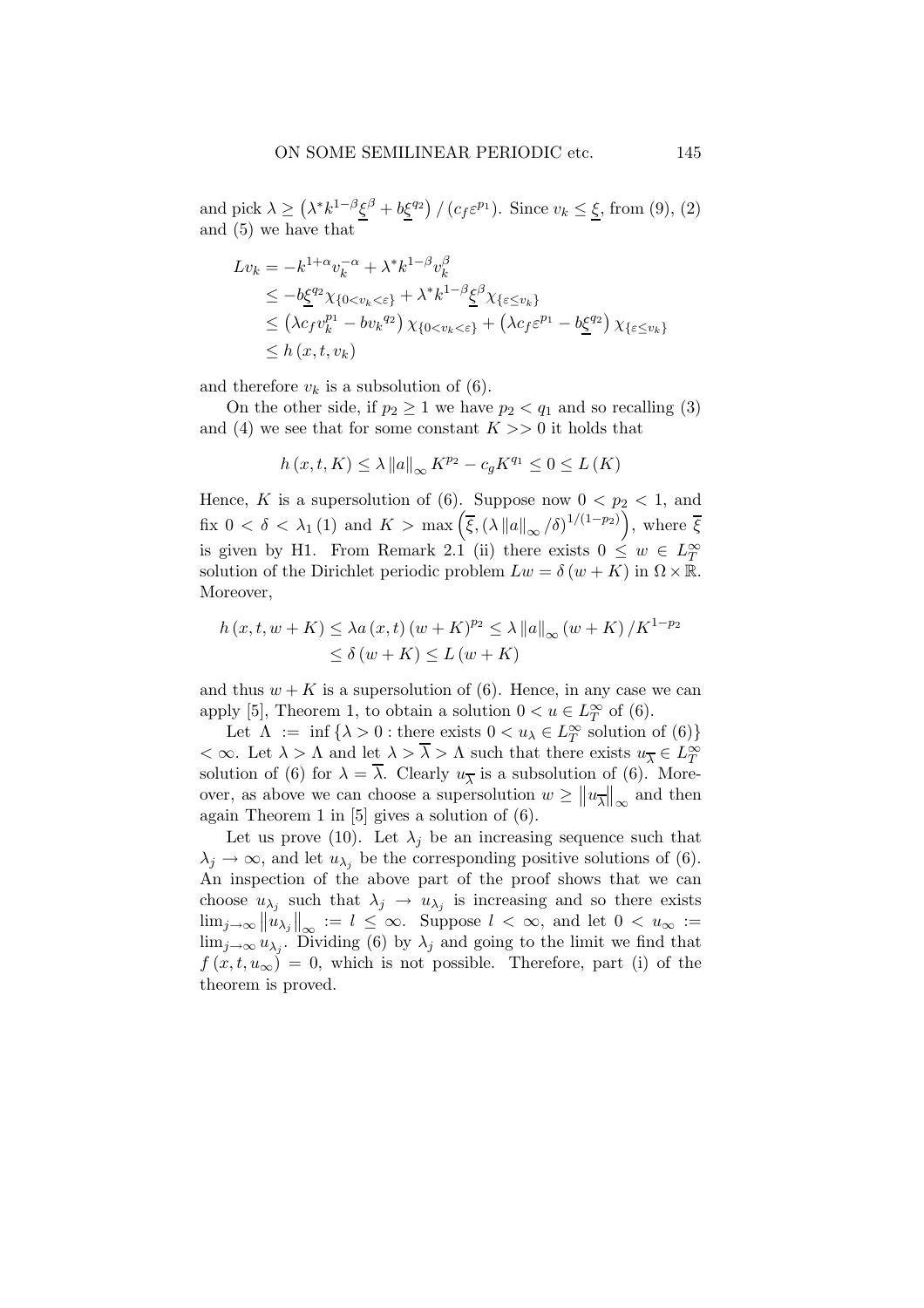and pick $\lambda \geq \left(\lambda^* k^{1-\beta} \underline{\xi}^{\beta} + b\underline{\xi}^{q_2}\right) / \left(c_f \varepsilon^{p_1}\right)$. Since $v_k \leq \underline{\xi}$, from (9), (2) and (5) we have that

$$
\begin{aligned}
Lv_k &= -k^{1+\alpha} v_k^{-\alpha} + \lambda^* k^{1-\beta} v_k^{\beta} \\
&\leq -b\underline{\xi}^{q_2} \chi_{\{0<v_k<\varepsilon\}} + \lambda^* k^{1-\beta} \underline{\xi}^{\beta} \chi_{\{\varepsilon \leq v_k\}} \\
&\leq \left(\lambda c_f v_k^{p_1} - b v_k{}^{q_2}\right) \chi_{\{0<v_k<\varepsilon\}} + \left(\lambda c_f \varepsilon^{p_1} - b\underline{\xi}^{q_2}\right) \chi_{\{\varepsilon \leq v_k\}} \\
&\leq h\left(x, t, v_k\right)
\end{aligned}
$$

and therefore $v_k$ is a subsolution of (6).

On the other side, if $p_2 \geq 1$ we have $p_2 < q_1$ and so recalling (3) and (4) we see that for some constant $K >> 0$ it holds that

$$
h\left(x, t, K\right) \leq \lambda \left\|a\right\|_{\infty} K^{p_2} - c_g K^{q_1} \leq 0 \leq L\left(K\right)
$$

Hence, $K$ is a supersolution of (6). Suppose now $0 < p_2 < 1$, and fix $0 < \delta < \lambda_1(1)$ and $K > \max\left(\overline{\xi}, \left(\lambda \left\|a\right\|_{\infty} / \delta\right)^{1/(1-p_2)}\right)$, where $\overline{\xi}$ is given by H1. From Remark 2.1 (ii) there exists $0 \leq w \in L_T^{\infty}$ solution of the Dirichlet periodic problem $Lw = \delta\left(w + K\right)$ in $\Omega \times \mathbb{R}$. Moreover,

$$
\begin{aligned}
h\left(x, t, w + K\right) &\leq \lambda a\left(x, t\right)\left(w + K\right)^{p_2} \leq \lambda \left\|a\right\|_{\infty}\left(w + K\right) / K^{1-p_2} \\
&\leq \delta\left(w + K\right) \leq L\left(w + K\right)
\end{aligned}
$$

and thus $w + K$ is a supersolution of (6). Hence, in any case we can apply [5], Theorem 1, to obtain a solution $0 < u \in L_T^{\infty}$ of (6).

Let $\Lambda := \inf\{\lambda > 0 : \text{there exists } 0 < u_\lambda \in L_T^{\infty} \text{ solution of (6)}\} < \infty$. Let $\lambda > \Lambda$ and let $\lambda > \overline{\lambda} > \Lambda$ such that there exists $u_{\overline{\lambda}} \in L_T^{\infty}$ solution of (6) for $\lambda = \overline{\lambda}$. Clearly $u_{\overline{\lambda}}$ is a subsolution of (6). Moreover, as above we can choose a supersolution $w \geq \left\|u_{\overline{\lambda}}\right\|_{\infty}$ and then again Theorem 1 in [5] gives a solution of (6).

Let us prove (10). Let $\lambda_j$ be an increasing sequence such that $\lambda_j \to \infty$, and let $u_{\lambda_j}$ be the corresponding positive solutions of (6). An inspection of the above part of the proof shows that we can choose $u_{\lambda_j}$ such that $\lambda_j \to u_{\lambda_j}$ is increasing and so there exists $\lim_{j\to\infty} \left\|u_{\lambda_j}\right\|_{\infty} := l \leq \infty$. Suppose $l < \infty$, and let $0 < u_{\infty} := \lim_{j\to\infty} u_{\lambda_j}$. Dividing (6) by $\lambda_j$ and going to the limit we find that $f\left(x, t, u_{\infty}\right) = 0$, which is not possible. Therefore, part (i) of the theorem is proved.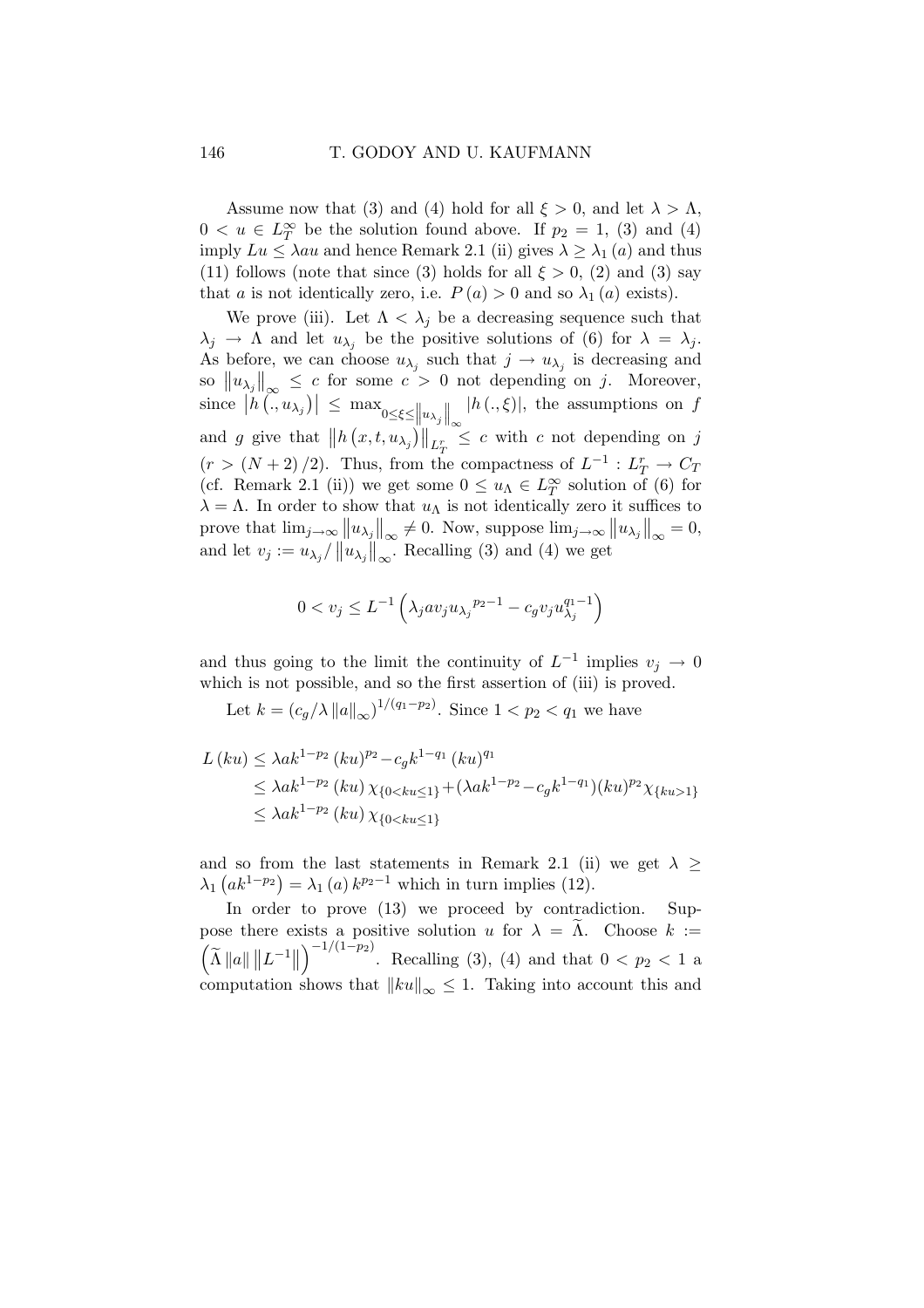Assume now that (3) and (4) hold for all $\xi > 0$, and let $\lambda > \Lambda$, $0 < u \in L_T^\infty$ be the solution found above. If $p_2 = 1$, (3) and (4) imply $Lu \leq \lambda a u$ and hence Remark 2.1 (ii) gives $\lambda \geq \lambda_1(a)$ and thus (11) follows (note that since (3) holds for all $\xi > 0$, (2) and (3) say that $a$ is not identically zero, i.e. $P(a) > 0$ and so $\lambda_1(a)$ exists).

We prove (iii). Let $\Lambda < \lambda_j$ be a decreasing sequence such that $\lambda_j \to \Lambda$ and let $u_{\lambda_j}$ be the positive solutions of (6) for $\lambda = \lambda_j$. As before, we can choose $u_{\lambda_j}$ such that $j \to u_{\lambda_j}$ is decreasing and so $\left\| u_{\lambda_j} \right\|_\infty \leq c$ for some $c > 0$ not depending on $j$. Moreover, since $\left| h\left(., u_{\lambda_j}\right) \right| \leq \max_{0 \leq \xi \leq \left\| u_{\lambda_j} \right\|_\infty} \left| h(., \xi) \right|$, the assumptions on $f$ and $g$ give that $\left\| h\left(x, t, u_{\lambda_j}\right) \right\|_{L_T^r} \leq c$ with $c$ not depending on $j$ ($r > (N+2)/2$). Thus, from the compactness of $L^{-1} : L_T^r \to C_T$ (cf. Remark 2.1 (ii)) we get some $0 \leq u_\Lambda \in L_T^\infty$ solution of (6) for $\lambda = \Lambda$. In order to show that $u_\Lambda$ is not identically zero it suffices to prove that $\lim_{j \to \infty} \left\| u_{\lambda_j} \right\|_\infty \neq 0$. Now, suppose $\lim_{j \to \infty} \left\| u_{\lambda_j} \right\|_\infty = 0$, and let $v_j := u_{\lambda_j} / \left\| u_{\lambda_j} \right\|_\infty$. Recalling (3) and (4) we get

$$0 < v_j \leq L^{-1}\left( \lambda_j a v_j {u_{\lambda_j}}^{p_2 - 1} - c_g v_j u_{\lambda_j}^{q_1 - 1} \right)$$

and thus going to the limit the continuity of $L^{-1}$ implies $v_j \to 0$ which is not possible, and so the first assertion of (iii) is proved.

Let $k = \left( c_g / \lambda \left\| a \right\|_\infty \right)^{1/(q_1 - p_2)}$. Since $1 < p_2 < q_1$ we have

$$\begin{aligned} L(ku) &\leq \lambda a k^{1-p_2} (ku)^{p_2} - c_g k^{1-q_1} (ku)^{q_1} \\ &\leq \lambda a k^{1-p_2} (ku) \chi_{\{0 < ku \leq 1\}} + (\lambda a k^{1-p_2} - c_g k^{1-q_1})(ku)^{p_2} \chi_{\{ku > 1\}} \\ &\leq \lambda a k^{1-p_2} (ku) \chi_{\{0 < ku \leq 1\}} \end{aligned}$$

and so from the last statements in Remark 2.1 (ii) we get $\lambda \geq \lambda_1\left(a k^{1-p_2}\right) = \lambda_1(a) k^{p_2 - 1}$ which in turn implies (12).

In order to prove (13) we proceed by contradiction. Suppose there exists a positive solution $u$ for $\lambda = \widetilde{\Lambda}$. Choose $k := \left( \widetilde{\Lambda} \left\| a \right\| \left\| L^{-1} \right\| \right)^{-1/(1-p_2)}$. Recalling (3), (4) and that $0 < p_2 < 1$ a computation shows that $\left\| ku \right\|_\infty \leq 1$. Taking into account this and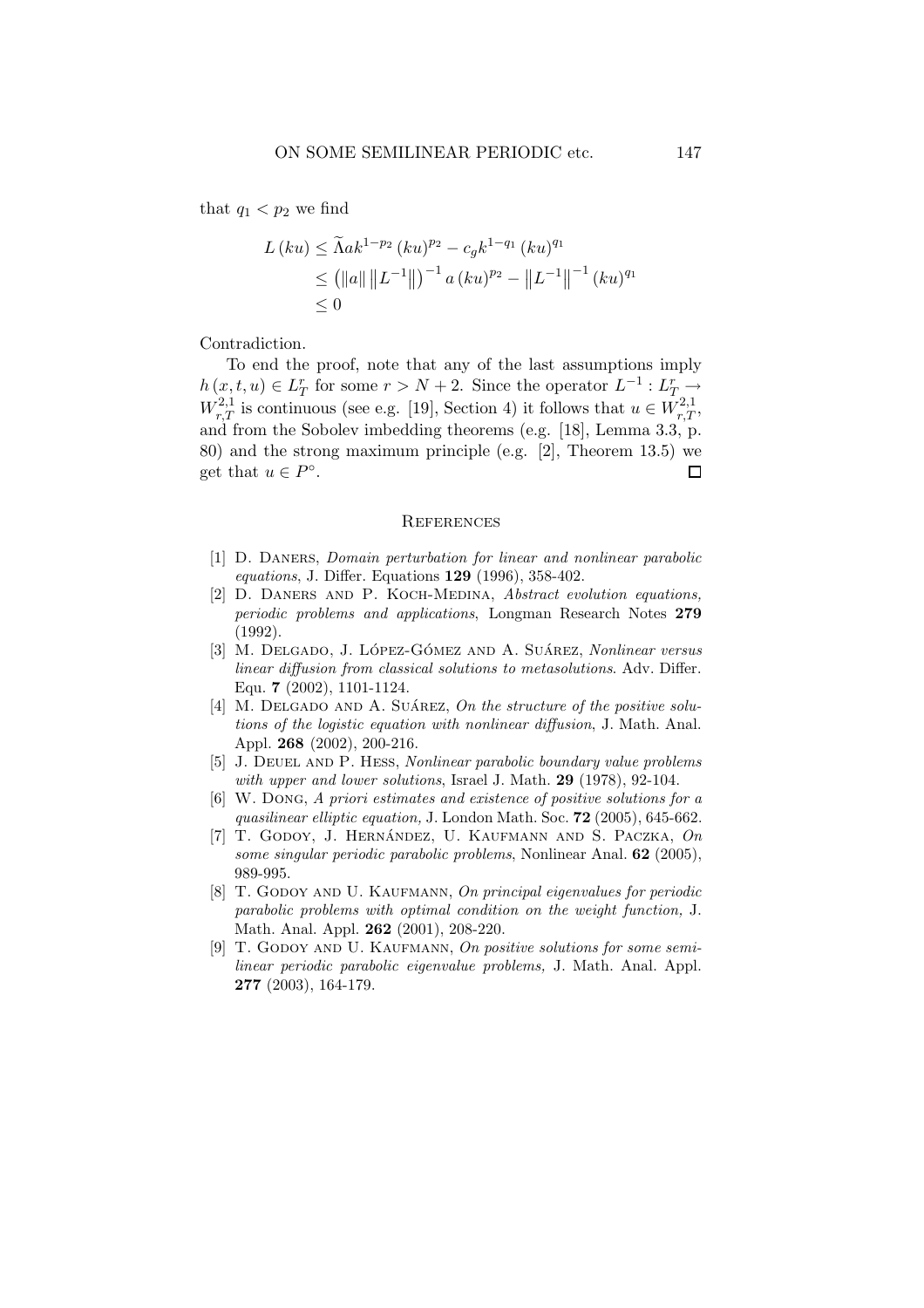that $q_1 < p_2$ we find

$$
\begin{aligned}
L(ku) &\leq \widetilde{\Lambda} a k^{1-p_2} (ku)^{p_2} - c_g k^{1-q_1} (ku)^{q_1} \\
&\leq \left(\|a\| \left\|L^{-1}\right\|\right)^{-1} a (ku)^{p_2} - \left\|L^{-1}\right\|^{-1} (ku)^{q_1} \\
&\leq 0
\end{aligned}
$$

Contradiction.

To end the proof, note that any of the last assumptions imply $h(x,t,u) \in L^r_T$ for some $r > N+2$. Since the operator $L^{-1} : L^r_T \to W^{2,1}_{r,T}$ is continuous (see e.g. [19], Section 4) it follows that $u \in W^{2,1}_{r,T}$, and from the Sobolev imbedding theorems (e.g. [18], Lemma 3.3, p. 80) and the strong maximum principle (e.g. [2], Theorem 13.5) we get that $u \in P^{\circ}$. $\square$

## References

[1] D. Daners, *Domain perturbation for linear and nonlinear parabolic equations*, J. Differ. Equations **129** (1996), 358-402.

[2] D. Daners and P. Koch-Medina, *Abstract evolution equations, periodic problems and applications*, Longman Research Notes **279** (1992).

[3] M. Delgado, J. López-Gómez and A. Suárez, *Nonlinear versus linear diffusion from classical solutions to metasolutions*. Adv. Differ. Equ. **7** (2002), 1101-1124.

[4] M. Delgado and A. Suárez, *On the structure of the positive solutions of the logistic equation with nonlinear diffusion*, J. Math. Anal. Appl. **268** (2002), 200-216.

[5] J. Deuel and P. Hess, *Nonlinear parabolic boundary value problems with upper and lower solutions*, Israel J. Math. **29** (1978), 92-104.

[6] W. Dong, *A priori estimates and existence of positive solutions for a quasilinear elliptic equation,* J. London Math. Soc. **72** (2005), 645-662.

[7] T. Godoy, J. Hernández, U. Kaufmann and S. Paczka, *On some singular periodic parabolic problems*, Nonlinear Anal. **62** (2005), 989-995.

[8] T. Godoy and U. Kaufmann, *On principal eigenvalues for periodic parabolic problems with optimal condition on the weight function,* J. Math. Anal. Appl. **262** (2001), 208-220.

[9] T. Godoy and U. Kaufmann, *On positive solutions for some semilinear periodic parabolic eigenvalue problems,* J. Math. Anal. Appl. **277** (2003), 164-179.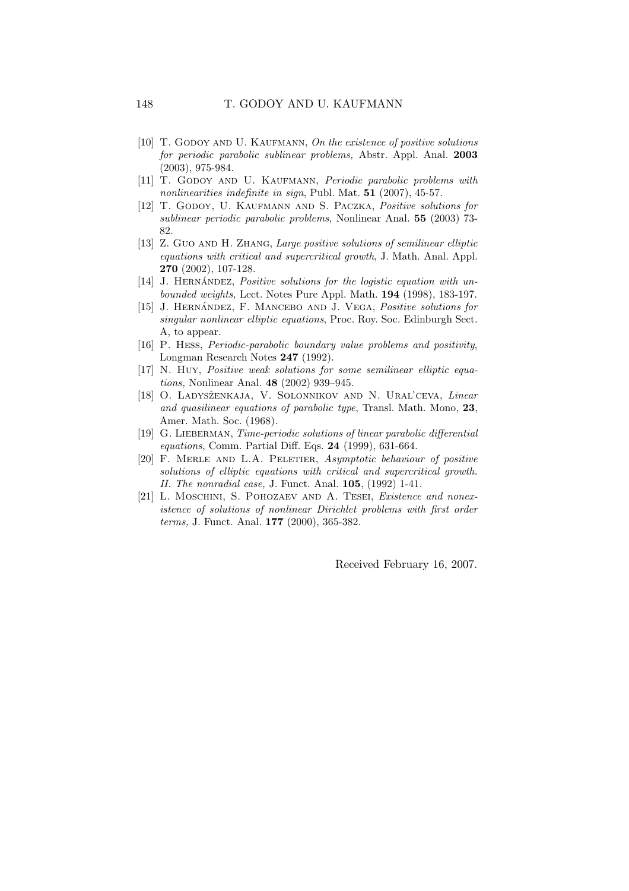[10] T. Godoy and U. Kaufmann, *On the existence of positive solutions for periodic parabolic sublinear problems,* Abstr. Appl. Anal. **2003** (2003), 975-984.

[11] T. Godoy and U. Kaufmann, *Periodic parabolic problems with nonlinearities indefinite in sign*, Publ. Mat. **51** (2007), 45-57.

[12] T. Godoy, U. Kaufmann and S. Paczka, *Positive solutions for sublinear periodic parabolic problems*, Nonlinear Anal. **55** (2003) 73-82.

[13] Z. Guo and H. Zhang, *Large positive solutions of semilinear elliptic equations with critical and supercritical growth*, J. Math. Anal. Appl. **270** (2002), 107-128.

[14] J. Hernández, *Positive solutions for the logistic equation with unbounded weights,* Lect. Notes Pure Appl. Math. **194** (1998), 183-197.

[15] J. Hernández, F. Mancebo and J. Vega, *Positive solutions for singular nonlinear elliptic equations*, Proc. Roy. Soc. Edinburgh Sect. A, to appear.

[16] P. Hess, *Periodic-parabolic boundary value problems and positivity*, Longman Research Notes **247** (1992).

[17] N. Huy, *Positive weak solutions for some semilinear elliptic equations,* Nonlinear Anal. **48** (2002) 939–945.

[18] O. Ladysženkaja, V. Solonnikov and N. Ural'ceva, *Linear and quasilinear equations of parabolic type*, Transl. Math. Mono, **23**, Amer. Math. Soc. (1968).

[19] G. Lieberman, *Time-periodic solutions of linear parabolic differential equations*, Comm. Partial Diff. Eqs. **24** (1999), 631-664.

[20] F. Merle and L.A. Peletier, *Asymptotic behaviour of positive solutions of elliptic equations with critical and supercritical growth. II. The nonradial case,* J. Funct. Anal. **105**, (1992) 1-41.

[21] L. Moschini, S. Pohozaev and A. Tesei, *Existence and nonexistence of solutions of nonlinear Dirichlet problems with first order terms,* J. Funct. Anal. **177** (2000), 365-382.

Received February 16, 2007.